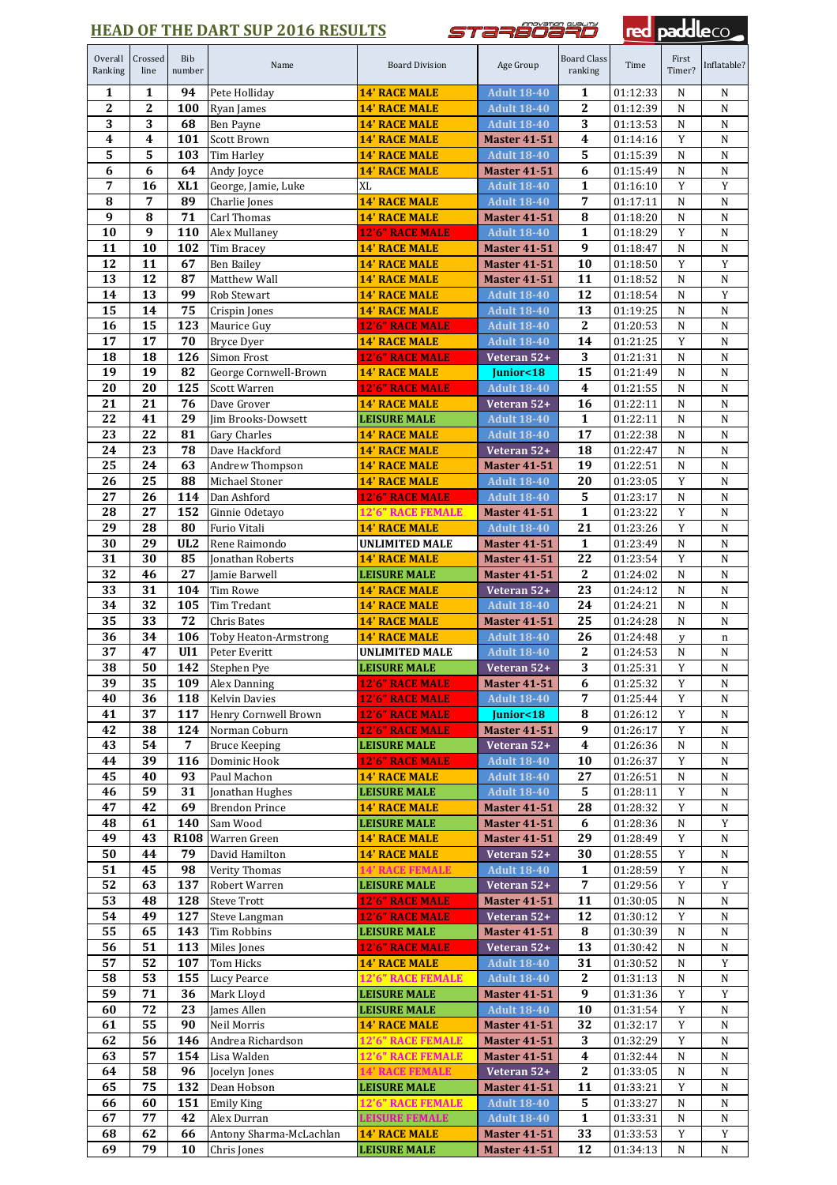# HEAD OF THE DART SUP 2016 RESULTS

| Overall Ranking | Crossed line | Bib number | Name | Board Division | Age Group | Board Class ranking | Time | First Timer? | Inflatable? |
|---|---|---|---|---|---|---|---|---|---|
| 1 | 1 | 94 | Pete Holliday | 14' RACE MALE | Adult 18-40 | 1 | 01:12:33 | N | N |
| 2 | 2 | 100 | Ryan James | 14' RACE MALE | Adult 18-40 | 2 | 01:12:39 | N | N |
| 3 | 3 | 68 | Ben Payne | 14' RACE MALE | Adult 18-40 | 3 | 01:13:53 | N | N |
| 4 | 4 | 101 | Scott Brown | 14' RACE MALE | Master 41-51 | 4 | 01:14:16 | Y | N |
| 5 | 5 | 103 | Tim Harley | 14' RACE MALE | Adult 18-40 | 5 | 01:15:39 | N | N |
| 6 | 6 | 64 | Andy Joyce | 14' RACE MALE | Master 41-51 | 6 | 01:15:49 | N | N |
| 7 | 16 | XL1 | George, Jamie, Luke | XL | Adult 18-40 | 1 | 01:16:10 | Y | Y |
| 8 | 7 | 89 | Charlie Jones | 14' RACE MALE | Adult 18-40 | 7 | 01:17:11 | N | N |
| 9 | 8 | 71 | Carl Thomas | 14' RACE MALE | Master 41-51 | 8 | 01:18:20 | N | N |
| 10 | 9 | 110 | Alex Mullaney | 12'6" RACE MALE | Adult 18-40 | 1 | 01:18:29 | Y | N |
| 11 | 10 | 102 | Tim Bracey | 14' RACE MALE | Master 41-51 | 9 | 01:18:47 | N | N |
| 12 | 11 | 67 | Ben Bailey | 14' RACE MALE | Master 41-51 | 10 | 01:18:50 | Y | Y |
| 13 | 12 | 87 | Matthew Wall | 14' RACE MALE | Master 41-51 | 11 | 01:18:52 | N | N |
| 14 | 13 | 99 | Rob Stewart | 14' RACE MALE | Adult 18-40 | 12 | 01:18:54 | N | Y |
| 15 | 14 | 75 | Crispin Jones | 14' RACE MALE | Adult 18-40 | 13 | 01:19:25 | N | N |
| 16 | 15 | 123 | Maurice Guy | 12'6" RACE MALE | Adult 18-40 | 2 | 01:20:53 | N | N |
| 17 | 17 | 70 | Bryce Dyer | 14' RACE MALE | Adult 18-40 | 14 | 01:21:25 | Y | N |
| 18 | 18 | 126 | Simon Frost | 12'6" RACE MALE | Veteran 52+ | 3 | 01:21:31 | N | N |
| 19 | 19 | 82 | George Cornwell-Brown | 14' RACE MALE | Junior<18 | 15 | 01:21:49 | N | N |
| 20 | 20 | 125 | Scott Warren | 12'6" RACE MALE | Adult 18-40 | 4 | 01:21:55 | N | N |
| 21 | 21 | 76 | Dave Grover | 14' RACE MALE | Veteran 52+ | 16 | 01:22:11 | N | N |
| 22 | 41 | 29 | Jim Brooks-Dowsett | LEISURE MALE | Adult 18-40 | 1 | 01:22:11 | N | N |
| 23 | 22 | 81 | Gary Charles | 14' RACE MALE | Adult 18-40 | 17 | 01:22:38 | N | N |
| 24 | 23 | 78 | Dave Hackford | 14' RACE MALE | Veteran 52+ | 18 | 01:22:47 | N | N |
| 25 | 24 | 63 | Andrew Thompson | 14' RACE MALE | Master 41-51 | 19 | 01:22:51 | N | N |
| 26 | 25 | 88 | Michael Stoner | 14' RACE MALE | Adult 18-40 | 20 | 01:23:05 | Y | N |
| 27 | 26 | 114 | Dan Ashford | 12'6" RACE MALE | Adult 18-40 | 5 | 01:23:17 | N | N |
| 28 | 27 | 152 | Ginnie Odetayo | 12'6" RACE FEMALE | Master 41-51 | 1 | 01:23:22 | Y | N |
| 29 | 28 | 80 | Furio Vitali | 14' RACE MALE | Adult 18-40 | 21 | 01:23:26 | Y | N |
| 30 | 29 | UL2 | Rene Raimondo | UNLIMITED MALE | Master 41-51 | 1 | 01:23:49 | N | N |
| 31 | 30 | 85 | Jonathan Roberts | 14' RACE MALE | Master 41-51 | 22 | 01:23:54 | Y | N |
| 32 | 46 | 27 | Jamie Barwell | LEISURE MALE | Master 41-51 | 2 | 01:24:02 | N | N |
| 33 | 31 | 104 | Tim Rowe | 14' RACE MALE | Veteran 52+ | 23 | 01:24:12 | N | N |
| 34 | 32 | 105 | Tim Tredant | 14' RACE MALE | Adult 18-40 | 24 | 01:24:21 | N | N |
| 35 | 33 | 72 | Chris Bates | 14' RACE MALE | Master 41-51 | 25 | 01:24:28 | N | N |
| 36 | 34 | 106 | Toby Heaton-Armstrong | 14' RACE MALE | Adult 18-40 | 26 | 01:24:48 | y | n |
| 37 | 47 | Ul1 | Peter Everitt | UNLIMITED MALE | Adult 18-40 | 2 | 01:24:53 | N | N |
| 38 | 50 | 142 | Stephen Pye | LEISURE MALE | Veteran 52+ | 3 | 01:25:31 | Y | N |
| 39 | 35 | 109 | Alex Danning | 12'6" RACE MALE | Master 41-51 | 6 | 01:25:32 | Y | N |
| 40 | 36 | 118 | Kelvin Davies | 12'6" RACE MALE | Adult 18-40 | 7 | 01:25:44 | Y | N |
| 41 | 37 | 117 | Henry Cornwell Brown | 12'6" RACE MALE | Junior<18 | 8 | 01:26:12 | Y | N |
| 42 | 38 | 124 | Norman Coburn | 12'6" RACE MALE | Master 41-51 | 9 | 01:26:17 | Y | N |
| 43 | 54 | 7 | Bruce Keeping | LEISURE MALE | Veteran 52+ | 4 | 01:26:36 | N | N |
| 44 | 39 | 116 | Dominic Hook | 12'6" RACE MALE | Adult 18-40 | 10 | 01:26:37 | Y | N |
| 45 | 40 | 93 | Paul Machon | 14' RACE MALE | Adult 18-40 | 27 | 01:26:51 | N | N |
| 46 | 59 | 31 | Jonathan Hughes | LEISURE MALE | Adult 18-40 | 5 | 01:28:11 | Y | N |
| 47 | 42 | 69 | Brendon Prince | 14' RACE MALE | Master 41-51 | 28 | 01:28:32 | Y | N |
| 48 | 61 | 140 | Sam Wood | LEISURE MALE | Master 41-51 | 6 | 01:28:36 | N | Y |
| 49 | 43 | R108 | Warren Green | 14' RACE MALE | Master 41-51 | 29 | 01:28:49 | Y | N |
| 50 | 44 | 79 | David Hamilton | 14' RACE MALE | Veteran 52+ | 30 | 01:28:55 | Y | N |
| 51 | 45 | 98 | Verity Thomas | 14' RACE FEMALE | Adult 18-40 | 1 | 01:28:59 | Y | N |
| 52 | 63 | 137 | Robert Warren | LEISURE MALE | Veteran 52+ | 7 | 01:29:56 | Y | Y |
| 53 | 48 | 128 | Steve Trott | 12'6" RACE MALE | Master 41-51 | 11 | 01:30:05 | N | N |
| 54 | 49 | 127 | Steve Langman | 12'6" RACE MALE | Veteran 52+ | 12 | 01:30:12 | Y | N |
| 55 | 65 | 143 | Tim Robbins | LEISURE MALE | Master 41-51 | 8 | 01:30:39 | N | N |
| 56 | 51 | 113 | Miles Jones | 12'6" RACE MALE | Veteran 52+ | 13 | 01:30:42 | N | N |
| 57 | 52 | 107 | Tom Hicks | 14' RACE MALE | Adult 18-40 | 31 | 01:30:52 | N | Y |
| 58 | 53 | 155 | Lucy Pearce | 12'6" RACE FEMALE | Adult 18-40 | 2 | 01:31:13 | N | N |
| 59 | 71 | 36 | Mark Lloyd | LEISURE MALE | Master 41-51 | 9 | 01:31:36 | Y | Y |
| 60 | 72 | 23 | James Allen | LEISURE MALE | Adult 18-40 | 10 | 01:31:54 | Y | N |
| 61 | 55 | 90 | Neil Morris | 14' RACE MALE | Master 41-51 | 32 | 01:32:17 | Y | N |
| 62 | 56 | 146 | Andrea Richardson | 12'6" RACE FEMALE | Master 41-51 | 3 | 01:32:29 | Y | N |
| 63 | 57 | 154 | Lisa Walden | 12'6" RACE FEMALE | Master 41-51 | 4 | 01:32:44 | N | N |
| 64 | 58 | 96 | Jocelyn Jones | 14' RACE FEMALE | Veteran 52+ | 2 | 01:33:05 | N | N |
| 65 | 75 | 132 | Dean Hobson | LEISURE MALE | Master 41-51 | 11 | 01:33:21 | Y | N |
| 66 | 60 | 151 | Emily King | 12'6" RACE FEMALE | Adult 18-40 | 5 | 01:33:27 | N | N |
| 67 | 77 | 42 | Alex Durran | LEISURE FEMALE | Adult 18-40 | 1 | 01:33:31 | N | N |
| 68 | 62 | 66 | Antony Sharma-McLachlan | 14' RACE MALE | Master 41-51 | 33 | 01:33:53 | Y | Y |
| 69 | 79 | 10 | Chris Jones | LEISURE MALE | Master 41-51 | 12 | 01:34:13 | N | N |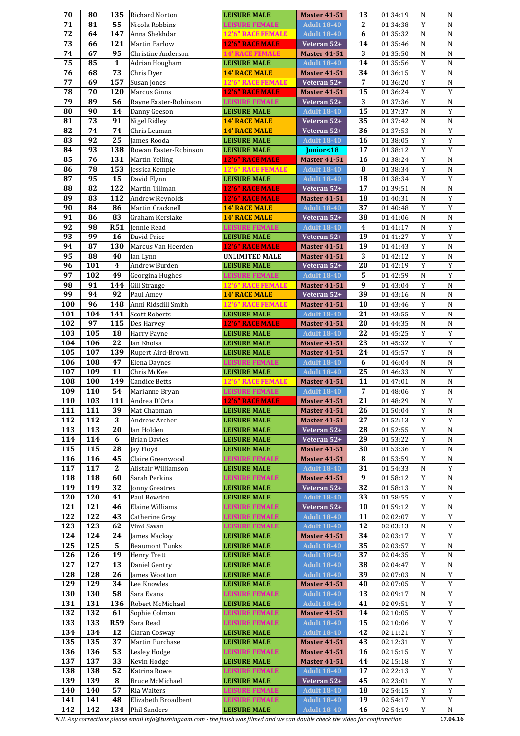| | | | | | | | | | |
|---|---|---|---|---|---|---|---|---|---|
| 70 | 80 | 135 | Richard Norton | LEISURE MALE | Master 41-51 | 13 | 01:34:19 | N | N |
| 71 | 81 | 55 | Nicola Robbins | LEISURE FEMALE | Adult 18-40 | 2 | 01:34:38 | Y | N |
| 72 | 64 | 147 | Anna Shekhdar | 12'6" RACE FEMALE | Adult 18-40 | 6 | 01:35:32 | N | N |
| 73 | 66 | 121 | Martin Barlow | 12'6" RACE MALE | Veteran 52+ | 14 | 01:35:46 | N | N |
| 74 | 67 | 95 | Christine Anderson | 14' RACE FEMALE | Master 41-51 | 3 | 01:35:50 | N | N |
| 75 | 85 | 1 | Adrian Hougham | LEISURE MALE | Adult 18-40 | 14 | 01:35:56 | Y | N |
| 76 | 68 | 73 | Chris Dyer | 14' RACE MALE | Master 41-51 | 34 | 01:36:15 | Y | N |
| 77 | 69 | 157 | Susan Jones | 12'6" RACE FEMALE | Veteran 52+ | 7 | 01:36:20 | Y | N |
| 78 | 70 | 120 | Marcus Ginns | 12'6" RACE MALE | Master 41-51 | 15 | 01:36:24 | Y | Y |
| 79 | 89 | 56 | Rayne Easter-Robinson | LEISURE FEMALE | Veteran 52+ | 3 | 01:37:36 | Y | N |
| 80 | 90 | 14 | Danny Geeson | LEISURE MALE | Adult 18-40 | 15 | 01:37:37 | N | Y |
| 81 | 73 | 91 | Nigel Ridley | 14' RACE MALE | Veteran 52+ | 35 | 01:37:42 | N | N |
| 82 | 74 | 74 | Chris Leaman | 14' RACE MALE | Veteran 52+ | 36 | 01:37:53 | N | Y |
| 83 | 92 | 25 | James Rooda | LEISURE MALE | Adult 18-40 | 16 | 01:38:05 | Y | Y |
| 84 | 93 | 138 | Rowan Easter-Robinson | LEISURE MALE | Junior<18 | 17 | 01:38:12 | Y | Y |
| 85 | 76 | 131 | Martin Yelling | 12'6" RACE MALE | Master 41-51 | 16 | 01:38:24 | Y | N |
| 86 | 78 | 153 | Jessica Kemple | 12'6" RACE FEMALE | Adult 18-40 | 8 | 01:38:34 | Y | N |
| 87 | 95 | 15 | David Flynn | LEISURE MALE | Adult 18-40 | 18 | 01:38:34 | Y | Y |
| 88 | 82 | 122 | Martin Tillman | 12'6" RACE MALE | Veteran 52+ | 17 | 01:39:51 | N | N |
| 89 | 83 | 112 | Andrew Reynolds | 12'6" RACE MALE | Master 41-51 | 18 | 01:40:31 | N | Y |
| 90 | 84 | 86 | Martin Cracknell | 14' RACE MALE | Adult 18-40 | 37 | 01:40:48 | Y | Y |
| 91 | 86 | 83 | Graham Kerslake | 14' RACE MALE | Veteran 52+ | 38 | 01:41:06 | N | N |
| 92 | 98 | R51 | Jennie Read | LEISURE FEMALE | Adult 18-40 | 4 | 01:41:17 | N | Y |
| 93 | 99 | 16 | David Price | LEISURE MALE | Veteran 52+ | 19 | 01:41:27 | Y | Y |
| 94 | 87 | 130 | Marcus Van Heerden | 12'6" RACE MALE | Master 41-51 | 19 | 01:41:43 | Y | N |
| 95 | 88 | 40 | Ian Lynn | UNLIMITED MALE | Master 41-51 | 3 | 01:42:12 | Y | N |
| 96 | 101 | 4 | Andrew Burden | LEISURE MALE | Veteran 52+ | 20 | 01:42:19 | Y | Y |
| 97 | 102 | 49 | Georgina Hughes | LEISURE FEMALE | Adult 18-40 | 5 | 01:42:59 | N | Y |
| 98 | 91 | 144 | Gill Strange | 12'6" RACE FEMALE | Master 41-51 | 9 | 01:43:04 | Y | N |
| 99 | 94 | 92 | Paul Amey | 14' RACE MALE | Veteran 52+ | 39 | 01:43:16 | N | N |
| 100 | 96 | 148 | Anni Ridsdill Smith | 12'6" RACE FEMALE | Master 41-51 | 10 | 01:43:46 | Y | N |
| 101 | 104 | 141 | Scott Roberts | LEISURE MALE | Adult 18-40 | 21 | 01:43:55 | Y | N |
| 102 | 97 | 115 | Des Harvey | 12'6" RACE MALE | Master 41-51 | 20 | 01:44:35 | N | N |
| 103 | 105 | 18 | Harry Payne | LEISURE MALE | Adult 18-40 | 22 | 01:45:25 | Y | Y |
| 104 | 106 | 22 | Ian Kholsa | LEISURE MALE | Master 41-51 | 23 | 01:45:32 | Y | Y |
| 105 | 107 | 139 | Rupert Aird-Brown | LEISURE MALE | Master 41-51 | 24 | 01:45:57 | Y | N |
| 106 | 108 | 47 | Elena Daynes | LEISURE FEMALE | Adult 18-40 | 6 | 01:46:04 | N | N |
| 107 | 109 | 11 | Chris McKee | LEISURE MALE | Adult 18-40 | 25 | 01:46:33 | N | Y |
| 108 | 100 | 149 | Candice Betts | 12'6" RACE FEMALE | Master 41-51 | 11 | 01:47:01 | N | N |
| 109 | 110 | 54 | Marianne Bryan | LEISURE FEMALE | Adult 18-40 | 7 | 01:48:06 | Y | N |
| 110 | 103 | 111 | Andrea D'Orta | 12'6" RACE MALE | Master 41-51 | 21 | 01:48:29 | N | Y |
| 111 | 111 | 39 | Mat Chapman | LEISURE MALE | Master 41-51 | 26 | 01:50:04 | Y | N |
| 112 | 112 | 3 | Andrew Archer | LEISURE MALE | Master 41-51 | 27 | 01:52:13 | Y | Y |
| 113 | 113 | 20 | Ian Holden | LEISURE MALE | Veteran 52+ | 28 | 01:52:55 | Y | N |
| 114 | 114 | 6 | Brian Davies | LEISURE MALE | Veteran 52+ | 29 | 01:53:22 | Y | N |
| 115 | 115 | 28 | Jay Floyd | LEISURE MALE | Master 41-51 | 30 | 01:53:36 | Y | N |
| 116 | 116 | 45 | Claire Greenwood | LEISURE FEMALE | Master 41-51 | 8 | 01:53:59 | Y | N |
| 117 | 117 | 2 | Alistair Williamson | LEISURE MALE | Adult 18-40 | 31 | 01:54:33 | N | Y |
| 118 | 118 | 60 | Sarah Perkins | LEISURE FEMALE | Master 41-51 | 9 | 01:58:12 | Y | N |
| 119 | 119 | 32 | Jonny Greatrex | LEISURE MALE | Veteran 52+ | 32 | 01:58:13 | Y | N |
| 120 | 120 | 41 | Paul Bowden | LEISURE MALE | Adult 18-40 | 33 | 01:58:55 | Y | Y |
| 121 | 121 | 46 | Elaine Williams | LEISURE FEMALE | Veteran 52+ | 10 | 01:59:12 | Y | N |
| 122 | 122 | 43 | Catherine Gray | LEISURE FEMALE | Adult 18-40 | 11 | 02:02:07 | Y | Y |
| 123 | 123 | 62 | Vimi Savan | LEISURE FEMALE | Adult 18-40 | 12 | 02:03:13 | N | Y |
| 124 | 124 | 24 | James Mackay | LEISURE MALE | Master 41-51 | 34 | 02:03:17 | Y | Y |
| 125 | 125 | 5 | Beaumont Tunks | LEISURE MALE | Adult 18-40 | 35 | 02:03:57 | Y | N |
| 126 | 126 | 19 | Henry Trett | LEISURE MALE | Adult 18-40 | 37 | 02:04:35 | Y | N |
| 127 | 127 | 13 | Daniel Gentry | LEISURE MALE | Adult 18-40 | 38 | 02:04:47 | Y | N |
| 128 | 128 | 26 | James Wootton | LEISURE MALE | Adult 18-40 | 39 | 02:07:03 | N | Y |
| 129 | 129 | 34 | Lee Knowles | LEISURE MALE | Master 41-51 | 40 | 02:07:05 | Y | Y |
| 130 | 130 | 58 | Sara Evans | LEISURE FEMALE | Adult 18-40 | 13 | 02:09:17 | N | Y |
| 131 | 131 | 136 | Robert McMichael | LEISURE MALE | Adult 18-40 | 41 | 02:09:51 | Y | Y |
| 132 | 132 | 61 | Sophie Colman | LEISURE FEMALE | Master 41-51 | 14 | 02:10:05 | Y | Y |
| 133 | 133 | R59 | Sara Read | LEISURE FEMALE | Adult 18-40 | 15 | 02:10:06 | Y | Y |
| 134 | 134 | 12 | Ciaran Cosway | LEISURE MALE | Adult 18-40 | 42 | 02:11:21 | Y | Y |
| 135 | 135 | 37 | Martin Purchase | LEISURE MALE | Master 41-51 | 43 | 02:12:31 | Y | Y |
| 136 | 136 | 53 | Lesley Hodge | LEISURE FEMALE | Master 41-51 | 16 | 02:15:15 | Y | Y |
| 137 | 137 | 33 | Kevin Hodge | LEISURE MALE | Master 41-51 | 44 | 02:15:18 | Y | Y |
| 138 | 138 | 52 | Katrina Rowe | LEISURE FEMALE | Adult 18-40 | 17 | 02:22:13 | Y | Y |
| 139 | 139 | 8 | Bruce McMichael | LEISURE MALE | Veteran 52+ | 45 | 02:23:01 | Y | Y |
| 140 | 140 | 57 | Ria Walters | LEISURE FEMALE | Adult 18-40 | 18 | 02:54:15 | Y | Y |
| 141 | 141 | 48 | Elizabeth Broadbent | LEISURE FEMALE | Adult 18-40 | 19 | 02:54:17 | Y | Y |
| 142 | 142 | 134 | Phil Sanders | LEISURE MALE | Adult 18-40 | 46 | 02:54:19 | Y | N |

*N.B. Any corrections please email info@tushingham.com - the finish was filmed and we can double check the video for confirmation*

**17.04.16**